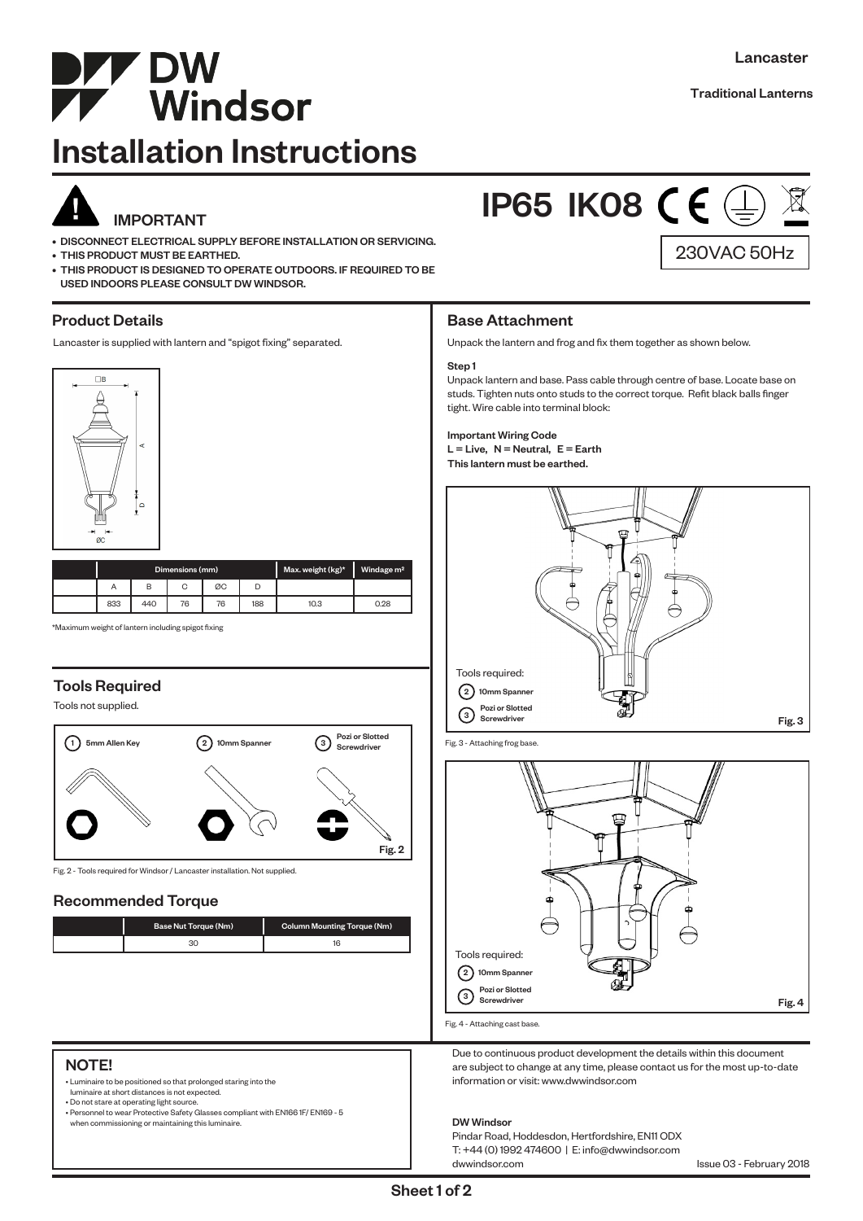# Installation Instructions

Lancaster

Traditional Lanterns

## IMPORTANT

- DISCONNECT ELECTRICAL SUPPLY BEFORE INSTALLATION OR SERVICING.
- THIS PRODUCT MUST BE EARTHED.
- THIS PRODUCT IS DESIGNED TO OPERATE OUTDOORS. IF REQUIRED TO BE USED INDOORS PLEASE CONSULT DW WINDSOR.

IP65 IK08

230VAC 50Hz

## Product Details

Lancaster is supplied with lantern and "spigot fixing" separated.

| | Dimensions (mm) | | | | | Max. weight (kg)* | Windage m² |
|---|---|---|---|---|---|---|---|
| | A | B | C | ØC | D | | |
| | 833 | 440 | 76 | 76 | 188 | 10.3 | 0.28 |

*Maximum weight of lantern including spigot fixing

## Tools Required

Tools not supplied.

1. 5mm Allen Key
2. 10mm Spanner
3. Pozi or Slotted Screwdriver

Fig. 2 - Tools required for Windsor / Lancaster installation. Not supplied.

## Recommended Torque

| | Base Nut Torque (Nm) | Column Mounting Torque (Nm) |
|---|---|---|
| | 30 | 16 |

## Base Attachment

Unpack the lantern and frog and fix them together as shown below.

**Step 1**

Unpack lantern and base. Pass cable through centre of base. Locate base on studs. Tighten nuts onto studs to the correct torque. Refit black balls finger tight. Wire cable into terminal block:

**Important Wiring Code**

**L = Live, N = Neutral, E = Earth**

**This lantern must be earthed.**

Tools required:
2. 10mm Spanner
3. Pozi or Slotted Screwdriver

Fig. 3 - Attaching frog base.

Tools required:
2. 10mm Spanner
3. Pozi or Slotted Screwdriver

Fig. 4 - Attaching cast base.

## NOTE!

- Luminaire to be positioned so that prolonged staring into the luminaire at short distances is not expected.
- Do not stare at operating light source.
- Personnel to wear Protective Safety Glasses compliant with EN166 1F/ EN169 - 5 when commissioning or maintaining this luminaire.

Due to continuous product development the details within this document are subject to change at any time, please contact us for the most up-to-date information or visit: www.dwwindsor.com

**DW Windsor**

Pindar Road, Hoddesdon, Hertfordshire, EN11 0DX
T: +44 (0) 1992 474600 | E: info@dwwindsor.com
dwwindsor.com

Issue 03 - February 2018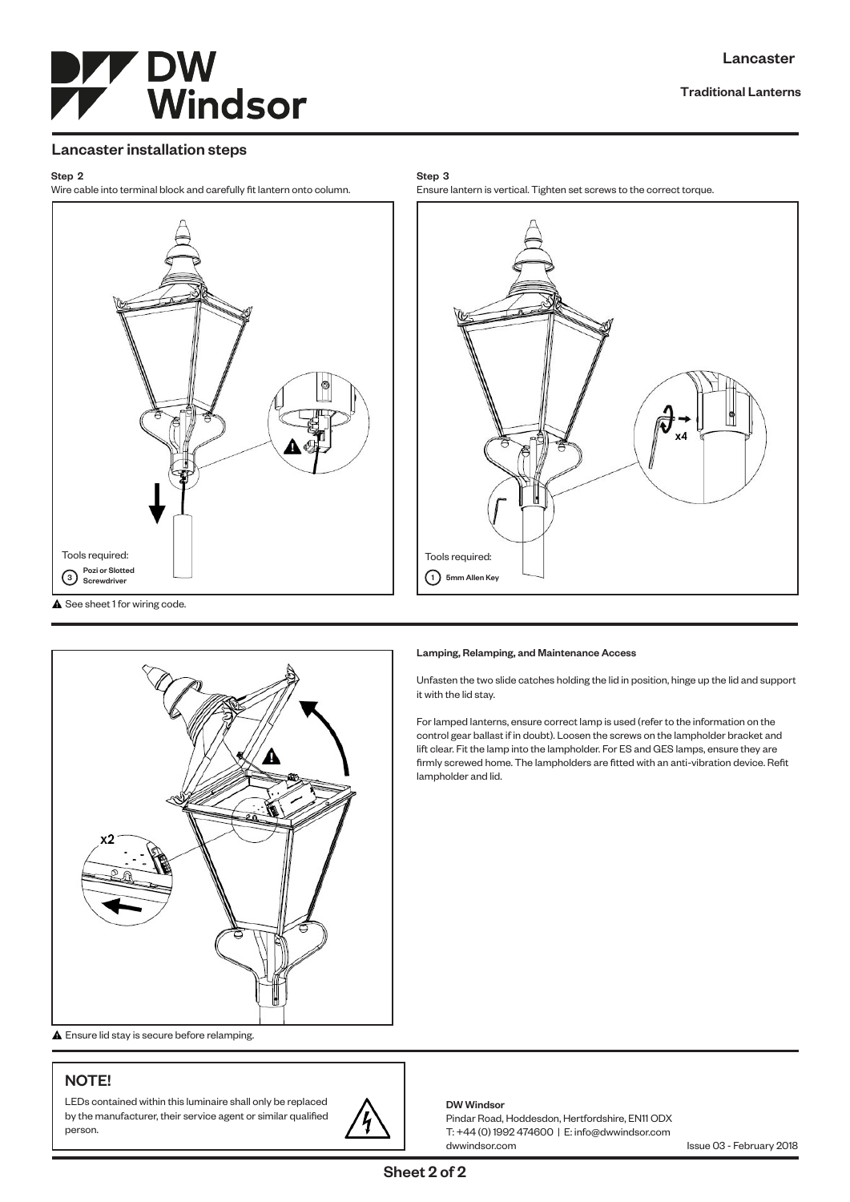# Lancaster installation steps

### Step 2

Wire cable into terminal block and carefully fit lantern onto column.

Tools required:

3 Pozi or Slotted Screwdriver

▲ See sheet 1 for wiring code.

### Step 3

Ensure lantern is vertical. Tighten set screws to the correct torque.

x4

Tools required:

1 5mm Allen Key

x2

▲ Ensure lid stay is secure before relamping.

### Lamping, Relamping, and Maintenance Access

Unfasten the two slide catches holding the lid in position, hinge up the lid and support it with the lid stay.

For lamped lanterns, ensure correct lamp is used (refer to the information on the control gear ballast if in doubt). Loosen the screws on the lampholder bracket and lift clear. Fit the lamp into the lampholder. For ES and GES lamps, ensure they are firmly screwed home. The lampholders are fitted with an anti-vibration device. Refit lampholder and lid.

## NOTE!

LEDs contained within this luminaire shall only be replaced by the manufacturer, their service agent or similar qualified person.

**DW Windsor**
Pindar Road, Hoddesdon, Hertfordshire, EN11 0DX
T: +44 (0) 1992 474600 | E: info@dwwindsor.com
dwwindsor.com

Issue 03 - February 2018